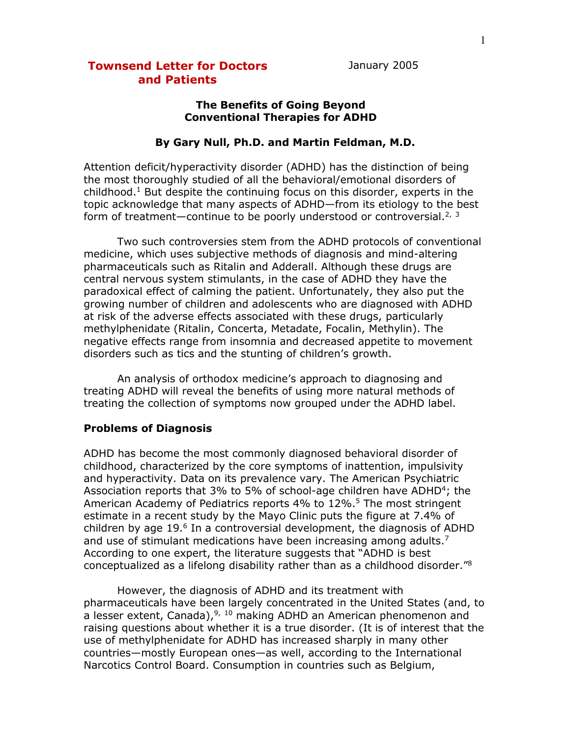**Townsend Letter for Doctors and Patients**

January 2005

# The Benefits of Going Beyond Conventional Therapies for ADHD

**By Gary Null, Ph.D. and Martin Feldman, M.D.**

Attention deficit/hyperactivity disorder (ADHD) has the distinction of being the most thoroughly studied of all the behavioral/emotional disorders of childhood.[1] But despite the continuing focus on this disorder, experts in the topic acknowledge that many aspects of ADHD—from its etiology to the best form of treatment—continue to be poorly understood or controversial.[2, 3]

Two such controversies stem from the ADHD protocols of conventional medicine, which uses subjective methods of diagnosis and mind-altering pharmaceuticals such as Ritalin and Adderall. Although these drugs are central nervous system stimulants, in the case of ADHD they have the paradoxical effect of calming the patient. Unfortunately, they also put the growing number of children and adolescents who are diagnosed with ADHD at risk of the adverse effects associated with these drugs, particularly methylphenidate (Ritalin, Concerta, Metadate, Focalin, Methylin). The negative effects range from insomnia and decreased appetite to movement disorders such as tics and the stunting of children's growth.

An analysis of orthodox medicine's approach to diagnosing and treating ADHD will reveal the benefits of using more natural methods of treating the collection of symptoms now grouped under the ADHD label.

## Problems of Diagnosis

ADHD has become the most commonly diagnosed behavioral disorder of childhood, characterized by the core symptoms of inattention, impulsivity and hyperactivity. Data on its prevalence vary. The American Psychiatric Association reports that 3% to 5% of school-age children have ADHD[4]; the American Academy of Pediatrics reports 4% to 12%.[5] The most stringent estimate in a recent study by the Mayo Clinic puts the figure at 7.4% of children by age 19.[6] In a controversial development, the diagnosis of ADHD and use of stimulant medications have been increasing among adults.[7] According to one expert, the literature suggests that "ADHD is best conceptualized as a lifelong disability rather than as a childhood disorder."[8]

However, the diagnosis of ADHD and its treatment with pharmaceuticals have been largely concentrated in the United States (and, to a lesser extent, Canada),[9, 10] making ADHD an American phenomenon and raising questions about whether it is a true disorder. (It is of interest that the use of methylphenidate for ADHD has increased sharply in many other countries—mostly European ones—as well, according to the International Narcotics Control Board. Consumption in countries such as Belgium,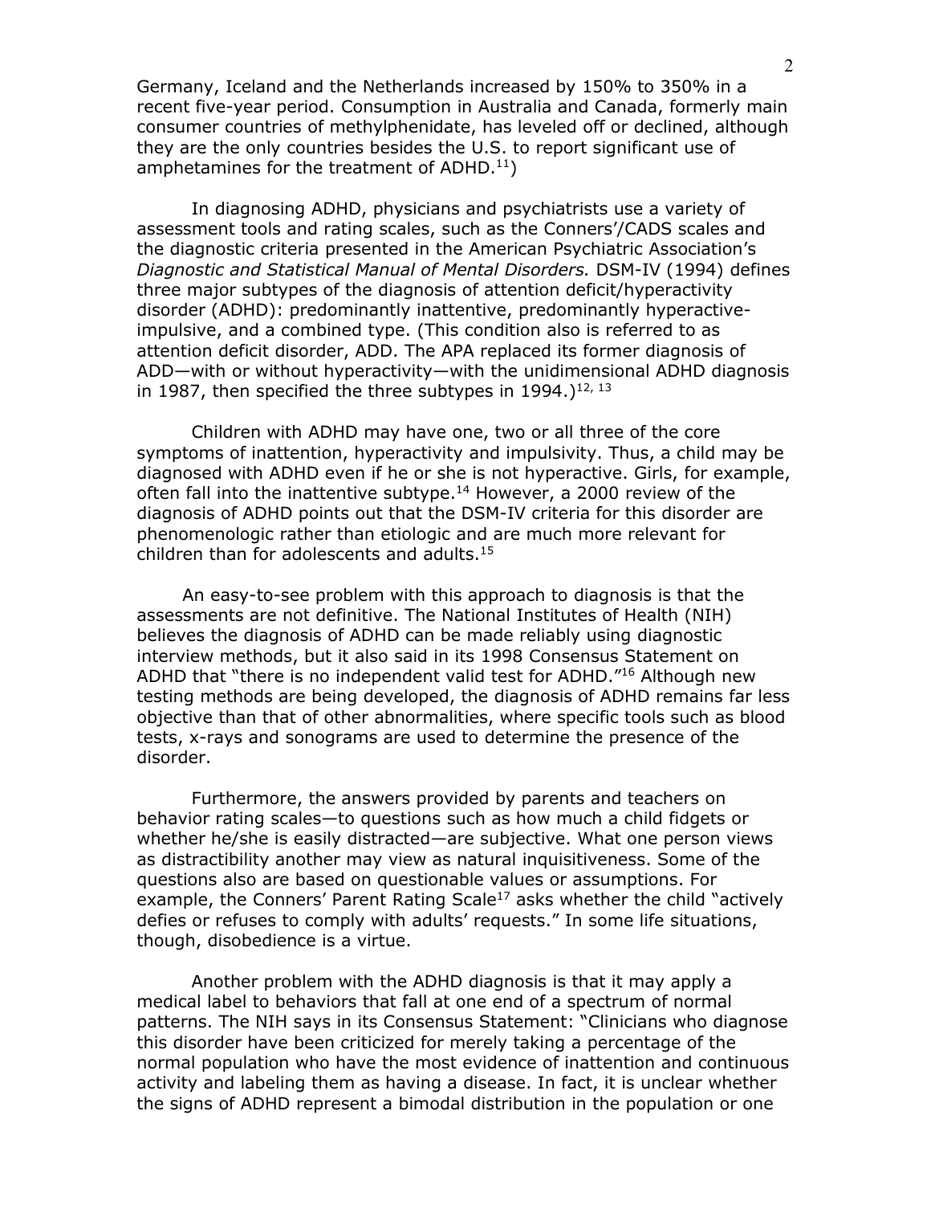Germany, Iceland and the Netherlands increased by 150% to 350% in a recent five-year period. Consumption in Australia and Canada, formerly main consumer countries of methylphenidate, has leveled off or declined, although they are the only countries besides the U.S. to report significant use of amphetamines for the treatment of ADHD.[11])

In diagnosing ADHD, physicians and psychiatrists use a variety of assessment tools and rating scales, such as the Conners'/CADS scales and the diagnostic criteria presented in the American Psychiatric Association's *Diagnostic and Statistical Manual of Mental Disorders.* DSM-IV (1994) defines three major subtypes of the diagnosis of attention deficit/hyperactivity disorder (ADHD): predominantly inattentive, predominantly hyperactive-impulsive, and a combined type. (This condition also is referred to as attention deficit disorder, ADD. The APA replaced its former diagnosis of ADD—with or without hyperactivity—with the unidimensional ADHD diagnosis in 1987, then specified the three subtypes in 1994.)[12, 13]

Children with ADHD may have one, two or all three of the core symptoms of inattention, hyperactivity and impulsivity. Thus, a child may be diagnosed with ADHD even if he or she is not hyperactive. Girls, for example, often fall into the inattentive subtype.[14] However, a 2000 review of the diagnosis of ADHD points out that the DSM-IV criteria for this disorder are phenomenologic rather than etiologic and are much more relevant for children than for adolescents and adults.[15]

An easy-to-see problem with this approach to diagnosis is that the assessments are not definitive. The National Institutes of Health (NIH) believes the diagnosis of ADHD can be made reliably using diagnostic interview methods, but it also said in its 1998 Consensus Statement on ADHD that "there is no independent valid test for ADHD."[16] Although new testing methods are being developed, the diagnosis of ADHD remains far less objective than that of other abnormalities, where specific tools such as blood tests, x-rays and sonograms are used to determine the presence of the disorder.

Furthermore, the answers provided by parents and teachers on behavior rating scales—to questions such as how much a child fidgets or whether he/she is easily distracted—are subjective. What one person views as distractibility another may view as natural inquisitiveness. Some of the questions also are based on questionable values or assumptions. For example, the Conners' Parent Rating Scale[17] asks whether the child "actively defies or refuses to comply with adults' requests." In some life situations, though, disobedience is a virtue.

Another problem with the ADHD diagnosis is that it may apply a medical label to behaviors that fall at one end of a spectrum of normal patterns. The NIH says in its Consensus Statement: "Clinicians who diagnose this disorder have been criticized for merely taking a percentage of the normal population who have the most evidence of inattention and continuous activity and labeling them as having a disease. In fact, it is unclear whether the signs of ADHD represent a bimodal distribution in the population or one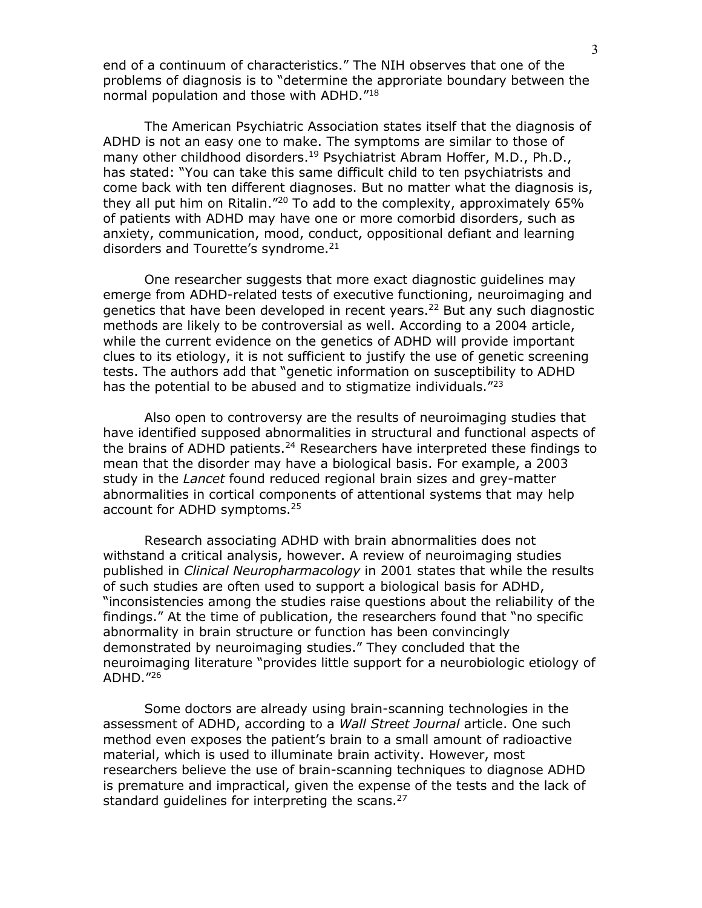end of a continuum of characteristics." The NIH observes that one of the problems of diagnosis is to "determine the approriate boundary between the normal population and those with ADHD."[18]

The American Psychiatric Association states itself that the diagnosis of ADHD is not an easy one to make. The symptoms are similar to those of many other childhood disorders.[19] Psychiatrist Abram Hoffer, M.D., Ph.D., has stated: "You can take this same difficult child to ten psychiatrists and come back with ten different diagnoses. But no matter what the diagnosis is, they all put him on Ritalin."[20] To add to the complexity, approximately 65% of patients with ADHD may have one or more comorbid disorders, such as anxiety, communication, mood, conduct, oppositional defiant and learning disorders and Tourette's syndrome.[21]

One researcher suggests that more exact diagnostic guidelines may emerge from ADHD-related tests of executive functioning, neuroimaging and genetics that have been developed in recent years.[22] But any such diagnostic methods are likely to be controversial as well. According to a 2004 article, while the current evidence on the genetics of ADHD will provide important clues to its etiology, it is not sufficient to justify the use of genetic screening tests. The authors add that "genetic information on susceptibility to ADHD has the potential to be abused and to stigmatize individuals."[23]

Also open to controversy are the results of neuroimaging studies that have identified supposed abnormalities in structural and functional aspects of the brains of ADHD patients.[24] Researchers have interpreted these findings to mean that the disorder may have a biological basis. For example, a 2003 study in the *Lancet* found reduced regional brain sizes and grey-matter abnormalities in cortical components of attentional systems that may help account for ADHD symptoms.[25]

Research associating ADHD with brain abnormalities does not withstand a critical analysis, however. A review of neuroimaging studies published in *Clinical Neuropharmacology* in 2001 states that while the results of such studies are often used to support a biological basis for ADHD, "inconsistencies among the studies raise questions about the reliability of the findings." At the time of publication, the researchers found that "no specific abnormality in brain structure or function has been convincingly demonstrated by neuroimaging studies." They concluded that the neuroimaging literature "provides little support for a neurobiologic etiology of ADHD."[26]

Some doctors are already using brain-scanning technologies in the assessment of ADHD, according to a *Wall Street Journal* article. One such method even exposes the patient's brain to a small amount of radioactive material, which is used to illuminate brain activity. However, most researchers believe the use of brain-scanning techniques to diagnose ADHD is premature and impractical, given the expense of the tests and the lack of standard guidelines for interpreting the scans.[27]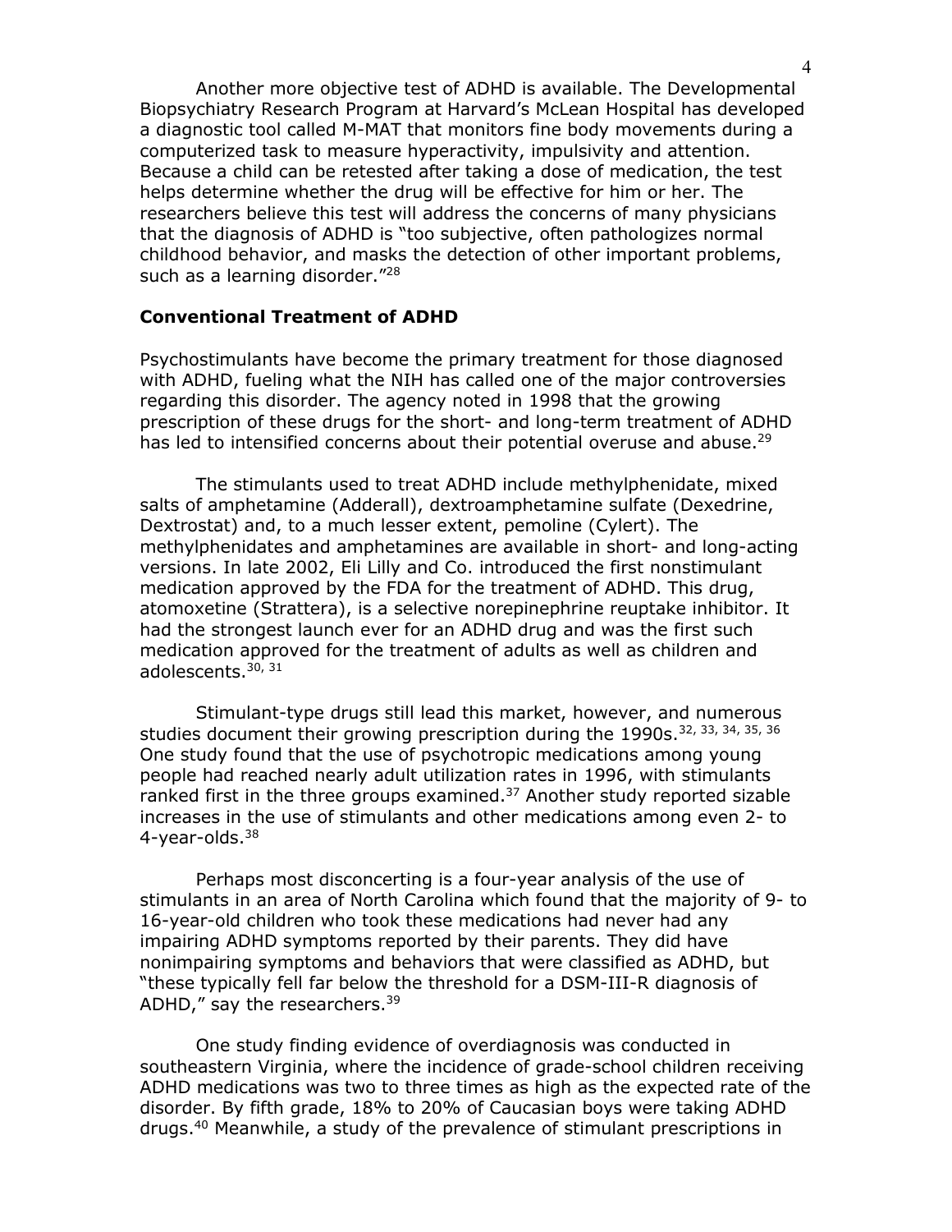Another more objective test of ADHD is available. The Developmental Biopsychiatry Research Program at Harvard's McLean Hospital has developed a diagnostic tool called M-MAT that monitors fine body movements during a computerized task to measure hyperactivity, impulsivity and attention. Because a child can be retested after taking a dose of medication, the test helps determine whether the drug will be effective for him or her. The researchers believe this test will address the concerns of many physicians that the diagnosis of ADHD is "too subjective, often pathologizes normal childhood behavior, and masks the detection of other important problems, such as a learning disorder."[28]

**Conventional Treatment of ADHD**

Psychostimulants have become the primary treatment for those diagnosed with ADHD, fueling what the NIH has called one of the major controversies regarding this disorder. The agency noted in 1998 that the growing prescription of these drugs for the short- and long-term treatment of ADHD has led to intensified concerns about their potential overuse and abuse.[29]

The stimulants used to treat ADHD include methylphenidate, mixed salts of amphetamine (Adderall), dextroamphetamine sulfate (Dexedrine, Dextrostat) and, to a much lesser extent, pemoline (Cylert). The methylphenidates and amphetamines are available in short- and long-acting versions. In late 2002, Eli Lilly and Co. introduced the first nonstimulant medication approved by the FDA for the treatment of ADHD. This drug, atomoxetine (Strattera), is a selective norepinephrine reuptake inhibitor. It had the strongest launch ever for an ADHD drug and was the first such medication approved for the treatment of adults as well as children and adolescents.[30, 31]

Stimulant-type drugs still lead this market, however, and numerous studies document their growing prescription during the 1990s.[32, 33, 34, 35, 36] One study found that the use of psychotropic medications among young people had reached nearly adult utilization rates in 1996, with stimulants ranked first in the three groups examined.[37] Another study reported sizable increases in the use of stimulants and other medications among even 2- to 4-year-olds.[38]

Perhaps most disconcerting is a four-year analysis of the use of stimulants in an area of North Carolina which found that the majority of 9- to 16-year-old children who took these medications had never had any impairing ADHD symptoms reported by their parents. They did have nonimpairing symptoms and behaviors that were classified as ADHD, but "these typically fell far below the threshold for a DSM-III-R diagnosis of ADHD," say the researchers.[39]

One study finding evidence of overdiagnosis was conducted in southeastern Virginia, where the incidence of grade-school children receiving ADHD medications was two to three times as high as the expected rate of the disorder. By fifth grade, 18% to 20% of Caucasian boys were taking ADHD drugs.[40] Meanwhile, a study of the prevalence of stimulant prescriptions in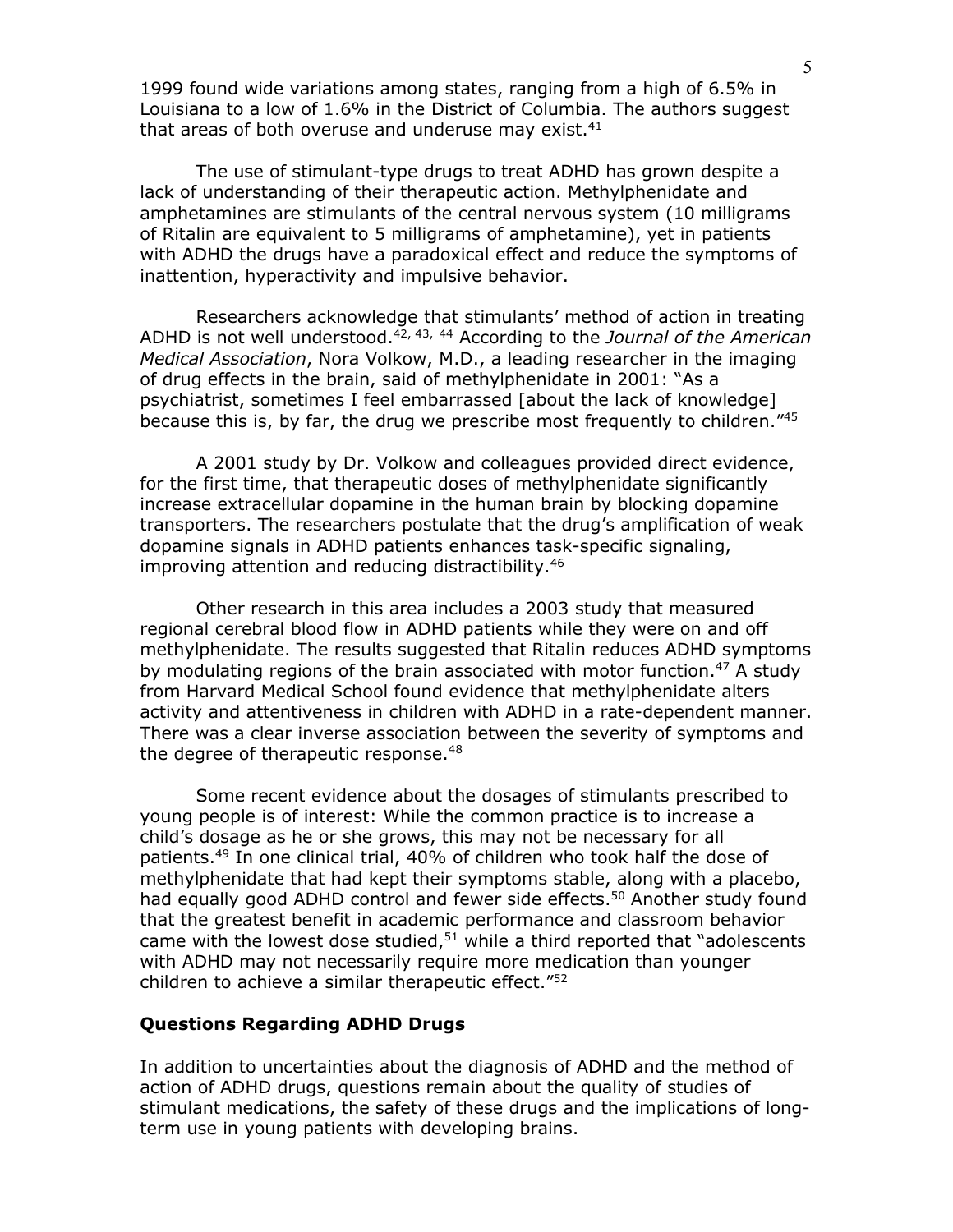1999 found wide variations among states, ranging from a high of 6.5% in Louisiana to a low of 1.6% in the District of Columbia. The authors suggest that areas of both overuse and underuse may exist.[41]

The use of stimulant-type drugs to treat ADHD has grown despite a lack of understanding of their therapeutic action. Methylphenidate and amphetamines are stimulants of the central nervous system (10 milligrams of Ritalin are equivalent to 5 milligrams of amphetamine), yet in patients with ADHD the drugs have a paradoxical effect and reduce the symptoms of inattention, hyperactivity and impulsive behavior.

Researchers acknowledge that stimulants' method of action in treating ADHD is not well understood.[42, 43, 44] According to the *Journal of the American Medical Association*, Nora Volkow, M.D., a leading researcher in the imaging of drug effects in the brain, said of methylphenidate in 2001: "As a psychiatrist, sometimes I feel embarrassed [about the lack of knowledge] because this is, by far, the drug we prescribe most frequently to children."[45]

A 2001 study by Dr. Volkow and colleagues provided direct evidence, for the first time, that therapeutic doses of methylphenidate significantly increase extracellular dopamine in the human brain by blocking dopamine transporters. The researchers postulate that the drug's amplification of weak dopamine signals in ADHD patients enhances task-specific signaling, improving attention and reducing distractibility.[46]

Other research in this area includes a 2003 study that measured regional cerebral blood flow in ADHD patients while they were on and off methylphenidate. The results suggested that Ritalin reduces ADHD symptoms by modulating regions of the brain associated with motor function.[47] A study from Harvard Medical School found evidence that methylphenidate alters activity and attentiveness in children with ADHD in a rate-dependent manner. There was a clear inverse association between the severity of symptoms and the degree of therapeutic response.[48]

Some recent evidence about the dosages of stimulants prescribed to young people is of interest: While the common practice is to increase a child's dosage as he or she grows, this may not be necessary for all patients.[49] In one clinical trial, 40% of children who took half the dose of methylphenidate that had kept their symptoms stable, along with a placebo, had equally good ADHD control and fewer side effects.[50] Another study found that the greatest benefit in academic performance and classroom behavior came with the lowest dose studied,[51] while a third reported that "adolescents with ADHD may not necessarily require more medication than younger children to achieve a similar therapeutic effect."[52]

## Questions Regarding ADHD Drugs

In addition to uncertainties about the diagnosis of ADHD and the method of action of ADHD drugs, questions remain about the quality of studies of stimulant medications, the safety of these drugs and the implications of long-term use in young patients with developing brains.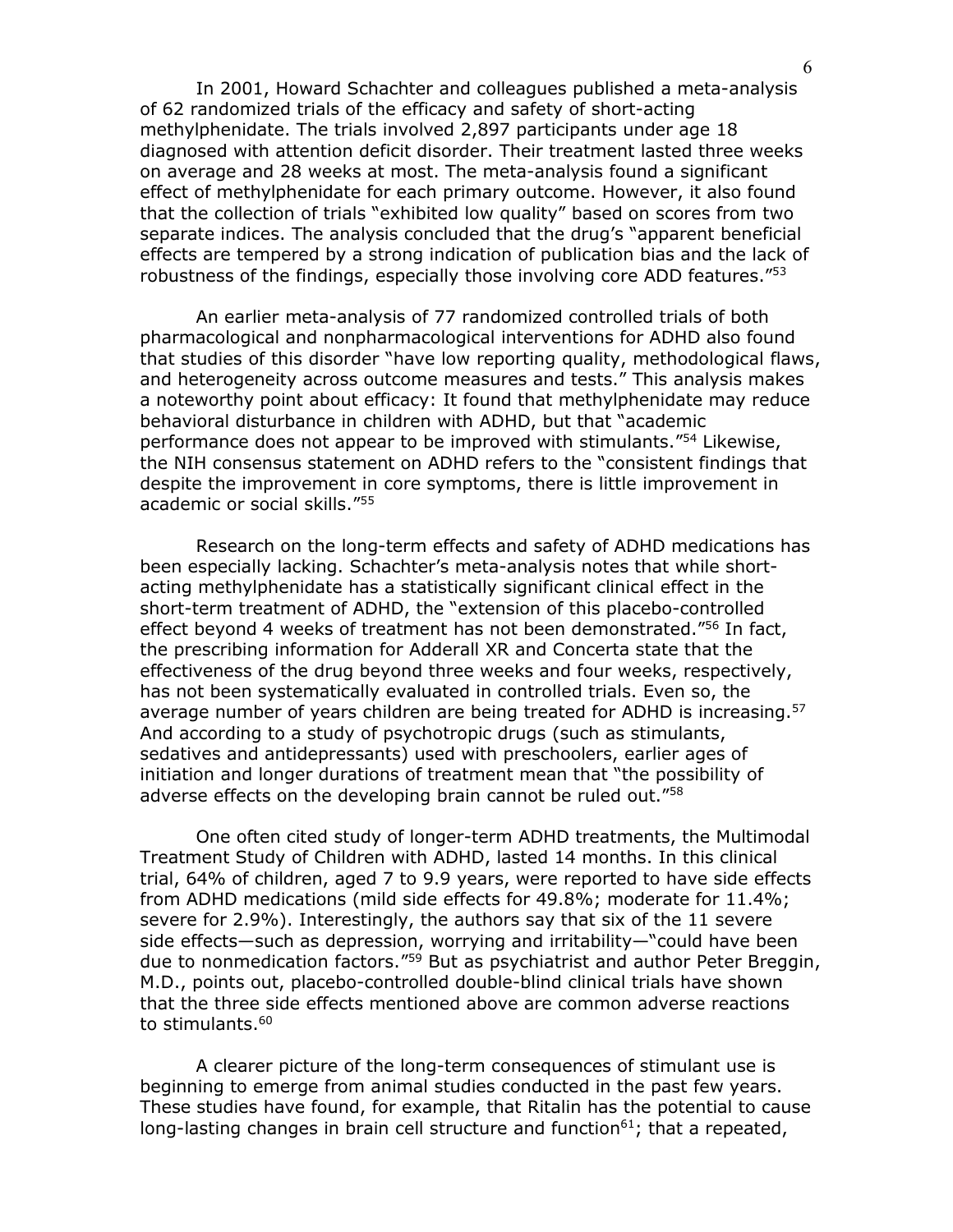In 2001, Howard Schachter and colleagues published a meta-analysis of 62 randomized trials of the efficacy and safety of short-acting methylphenidate. The trials involved 2,897 participants under age 18 diagnosed with attention deficit disorder. Their treatment lasted three weeks on average and 28 weeks at most. The meta-analysis found a significant effect of methylphenidate for each primary outcome. However, it also found that the collection of trials "exhibited low quality" based on scores from two separate indices. The analysis concluded that the drug's "apparent beneficial effects are tempered by a strong indication of publication bias and the lack of robustness of the findings, especially those involving core ADD features."[53]

An earlier meta-analysis of 77 randomized controlled trials of both pharmacological and nonpharmacological interventions for ADHD also found that studies of this disorder "have low reporting quality, methodological flaws, and heterogeneity across outcome measures and tests." This analysis makes a noteworthy point about efficacy: It found that methylphenidate may reduce behavioral disturbance in children with ADHD, but that "academic performance does not appear to be improved with stimulants."[54] Likewise, the NIH consensus statement on ADHD refers to the "consistent findings that despite the improvement in core symptoms, there is little improvement in academic or social skills."[55]

Research on the long-term effects and safety of ADHD medications has been especially lacking. Schachter's meta-analysis notes that while short-acting methylphenidate has a statistically significant clinical effect in the short-term treatment of ADHD, the "extension of this placebo-controlled effect beyond 4 weeks of treatment has not been demonstrated."[56] In fact, the prescribing information for Adderall XR and Concerta state that the effectiveness of the drug beyond three weeks and four weeks, respectively, has not been systematically evaluated in controlled trials. Even so, the average number of years children are being treated for ADHD is increasing.[57] And according to a study of psychotropic drugs (such as stimulants, sedatives and antidepressants) used with preschoolers, earlier ages of initiation and longer durations of treatment mean that "the possibility of adverse effects on the developing brain cannot be ruled out."[58]

One often cited study of longer-term ADHD treatments, the Multimodal Treatment Study of Children with ADHD, lasted 14 months. In this clinical trial, 64% of children, aged 7 to 9.9 years, were reported to have side effects from ADHD medications (mild side effects for 49.8%; moderate for 11.4%; severe for 2.9%). Interestingly, the authors say that six of the 11 severe side effects—such as depression, worrying and irritability—"could have been due to nonmedication factors."[59] But as psychiatrist and author Peter Breggin, M.D., points out, placebo-controlled double-blind clinical trials have shown that the three side effects mentioned above are common adverse reactions to stimulants.[60]

A clearer picture of the long-term consequences of stimulant use is beginning to emerge from animal studies conducted in the past few years. These studies have found, for example, that Ritalin has the potential to cause long-lasting changes in brain cell structure and function[61]; that a repeated,